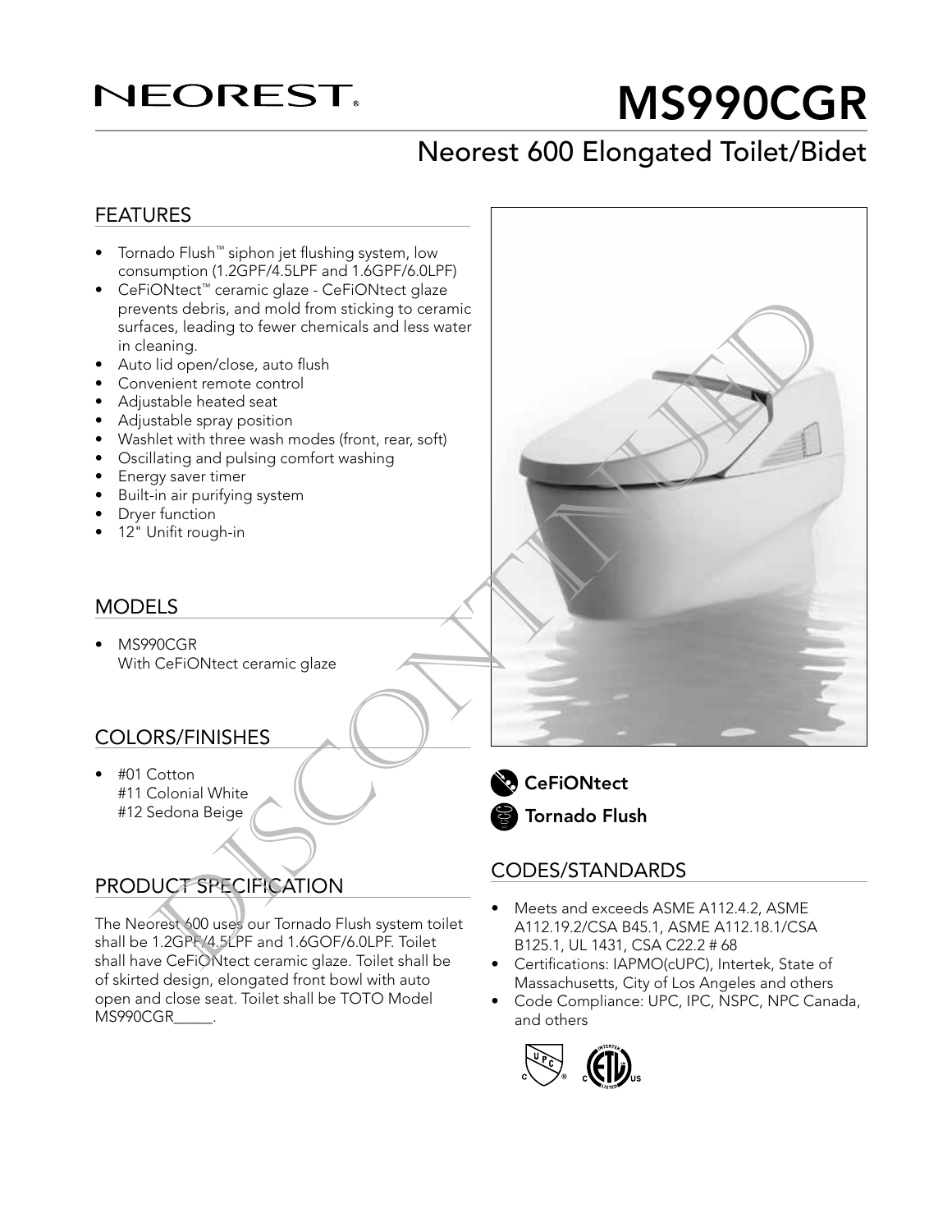# NEOREST®

# MS990CGR

## Neorest 600 Elongated Toilet/Bidet

DISCONTINUED

## FEATURES

- Tornado Flush™ siphon jet flushing system, low consumption (1.2GPF/4.5LPF and 1.6GPF/6.0LPF)
- CeFiONtect™ ceramic glaze - CeFiONtect glaze prevents debris, and mold from sticking to ceramic surfaces, leading to fewer chemicals and less water in cleaning.
- Auto lid open/close, auto flush
- Convenient remote control
- Adjustable heated seat
- Adjustable spray position
- Washlet with three wash modes (front, rear, soft)
- Oscillating and pulsing comfort washing
- Energy saver timer
- Built-in air purifying system
- Dryer function
- 12" Unifit rough-in

## MODELS

- MS990CGR
  With CeFiONtect ceramic glaze

## COLORS/FINISHES

- #01 Cotton
  #11 Colonial White
  #12 Sedona Beige

## PRODUCT SPECIFICATION

The Neorest 600 uses our Tornado Flush system toilet shall be 1.2GPF/4.5LPF and 1.6GOF/6.0LPF. Toilet shall have CeFiONtect ceramic glaze. Toilet shall be of skirted design, elongated front bowl with auto open and close seat. Toilet shall be TOTO Model MS990CGR_____.

**CeFiONtect**

**Tornado Flush**

## CODES/STANDARDS

- Meets and exceeds ASME A112.4.2, ASME A112.19.2/CSA B45.1, ASME A112.18.1/CSA B125.1, UL 1431, CSA C22.2 # 68
- Certifications: IAPMO(cUPC), Intertek, State of Massachusetts, City of Los Angeles and others
- Code Compliance: UPC, IPC, NSPC, NPC Canada, and others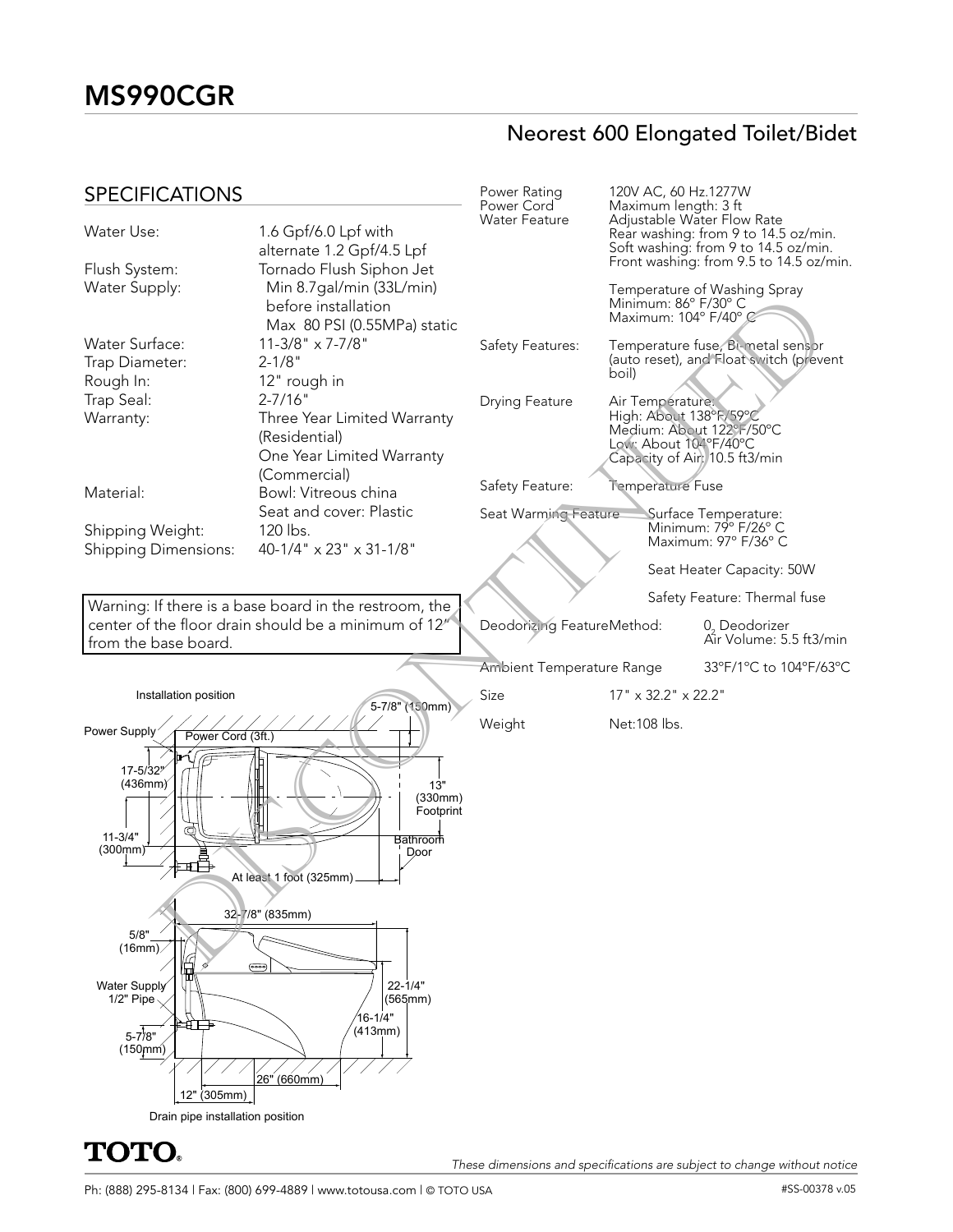# MS990CGR

## Neorest 600 Elongated Toilet/Bidet

## SPECIFICATIONS

| | |
|---|---|
| Water Use: | 1.6 Gpf/6.0 Lpf with alternate 1.2 Gpf/4.5 Lpf |
| Flush System: | Tornado Flush Siphon Jet |
| Water Supply: | Min 8.7gal/min (33L/min) before installation<br>Max 80 PSI (0.55MPa) static |
| Water Surface: | 11-3/8" x 7-7/8" |
| Trap Diameter: | 2-1/8" |
| Rough In: | 12" rough in |
| Trap Seal: | 2-7/16" |
| Warranty: | Three Year Limited Warranty (Residential)<br>One Year Limited Warranty (Commercial) |
| Material: | Bowl: Vitreous china<br>Seat and cover: Plastic |
| Shipping Weight: | 120 lbs. |
| Shipping Dimensions: | 40-1/4" x 23" x 31-1/8" |

Warning: If there is a base board in the restroom, the center of the floor drain should be a minimum of 12" from the base board.

Installation position

Power Supply
Power Cord (3ft.)
5-7/8" (150mm)
17-5/32" (436mm)
13" (330mm) Footprint
11-3/4" (300mm)
Bathroom Door
At least 1 foot (325mm)

32-7/8" (835mm)
5/8" (16mm)
Water Supply 1/2" Pipe
22-1/4" (565mm)
16-1/4" (413mm)
5-7/8" (150mm)
26" (660mm)
12" (305mm)

Drain pipe installation position

| | |
|---|---|
| Power Rating | 120V AC, 60 Hz.1277W |
| Power Cord | Maximum length: 3 ft |
| Water Feature | Adjustable Water Flow Rate<br>Rear washing: from 9 to 14.5 oz/min.<br>Soft washing: from 9 to 14.5 oz/min.<br>Front washing: from 9.5 to 14.5 oz/min.<br><br>Temperature of Washing Spray<br>Minimum: 86° F/30° C<br>Maximum: 104° F/40° C |
| Safety Features: | Temperature fuse, Bi-metal sensor (auto reset), and Float switch (prevent boil) |
| Drying Feature | Air Temperature:<br>High: About 138°F/59°C<br>Medium: About 122°F/50°C<br>Low: About 104°F/40°C<br>Capacity of Air: 10.5 ft3/min |
| Safety Feature: | Temperature Fuse |
| Seat Warming Feature | Surface Temperature:<br>Minimum: 79° F/26° C<br>Maximum: 97° F/36° C<br><br>Seat Heater Capacity: 50W<br><br>Safety Feature: Thermal fuse |
| Deodorizing Feature | Method: $0_2$ Deodorizer<br>Air Volume: 5.5 ft3/min |
| Ambient Temperature Range | 33°F/1°C to 104°F/63°C |
| Size | 17" x 32.2" x 22.2" |
| Weight | Net:108 lbs. |

DISCONTINUED

TOTO®

*These dimensions and specifications are subject to change without notice*

Ph: (888) 295-8134 | Fax: (800) 699-4889 | www.totousa.com | © TOTO USA

#SS-00378 v.05